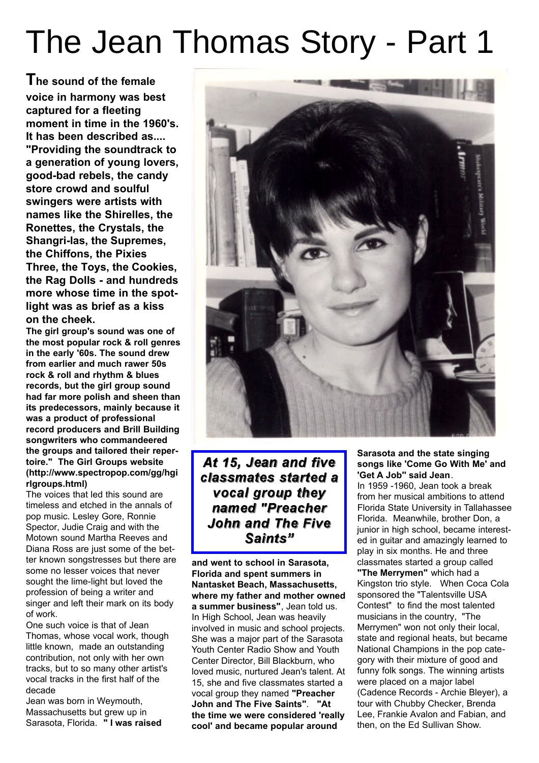# The Jean Thomas Story - Part 1

**The sound of the female voice in harmony was best captured for a fleeting moment in time in the 1960's. It has been described as.... "Providing the soundtrack to a generation of young lovers, good-bad rebels, the candy store crowd and soulful swingers were artists with names like the Shirelles, the Ronettes, the Crystals, the Shangri-las, the Supremes, the Chiffons, the Pixies Three, the Toys, the Cookies, the Rag Dolls - and hundreds more whose time in the spot-light was as brief as a kiss on the cheek.**

**The girl group's sound was one of the most popular rock & roll genres in the early '60s. The sound drew from earlier and much rawer 50s rock & roll and rhythm & blues records, but the girl group sound had far more polish and sheen than its predecessors, mainly because it was a product of professional record producers and Brill Building songwriters who commandeered the groups and tailored their repertoire." The Girl Groups website (http://www.spectropop.com/gg/hgirlgroups.html)**

The voices that led this sound are timeless and etched in the annals of pop music. Lesley Gore, Ronnie Spector, Judie Craig and with the Motown sound Martha Reeves and Diana Ross are just some of the better known songstresses but there are some no lesser voices that never sought the lime-light but loved the profession of being a writer and singer and left their mark on its body of work.

One such voice is that of Jean Thomas, whose vocal work, though little known, made an outstanding contribution, not only with her own tracks, but to so many other artist's vocal tracks in the first half of the decade

Jean was born in Weymouth, Massachusetts but grew up in Sarasota, Florida. **" I was raised and went to school in Sarasota, Florida and spent summers in Nantasket Beach, Massachusetts, where my father and mother owned a summer business"**, Jean told us.

In High School, Jean was heavily involved in music and school projects. She was a major part of the Sarasota Youth Center Radio Show and Youth Center Director, Bill Blackburn, who loved music, nurtured Jean's talent. At 15, she and five classmates started a vocal group they named **"Preacher John and The Five Saints"**. **"At the time we were considered 'really cool' and became popular around Sarasota and the state singing songs like 'Come Go With Me' and 'Get A Job'' said Jean**.

> ***At 15, Jean and five classmates started a vocal group they named "Preacher John and The Five Saints"***

In 1959 -1960, Jean took a break from her musical ambitions to attend Florida State University in Tallahassee Florida. Meanwhile, brother Don, a junior in high school, became interested in guitar and amazingly learned to play in six months. He and three classmates started a group called **"The Merrymen"** which had a Kingston trio style. When Coca Cola sponsored the "Talentsville USA Contest" to find the most talented musicians in the country, "The Merrymen" won not only their local, state and regional heats, but became National Champions in the pop category with their mixture of good and funny folk songs. The winning artists were placed on a major label (Cadence Records - Archie Bleyer), a tour with Chubby Checker, Brenda Lee, Frankie Avalon and Fabian, and then, on the Ed Sullivan Show.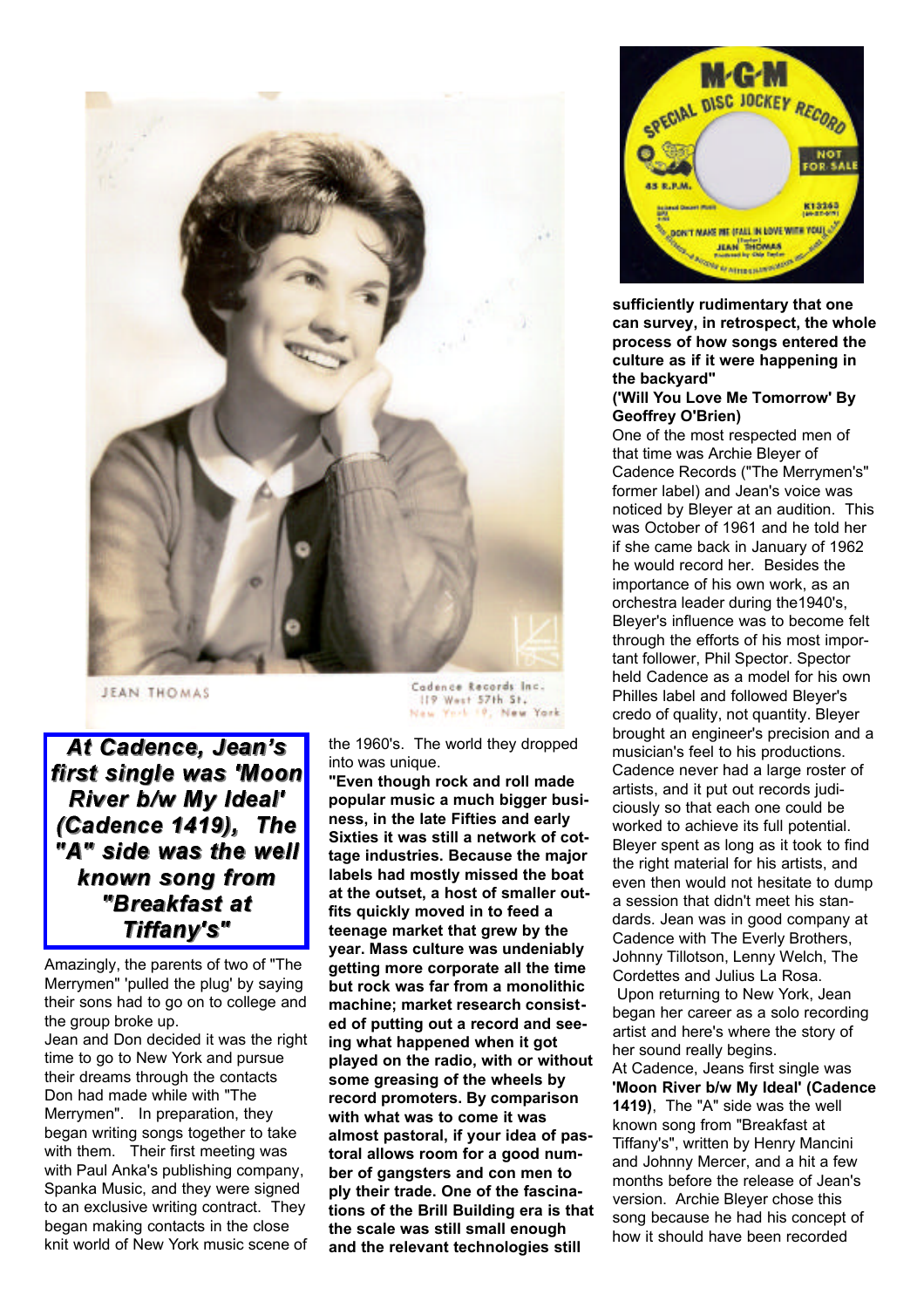JEAN THOMAS

Cadence Records Inc.
119 West 57th St.
New York 19, New York

**At Cadence, Jean's first single was 'Moon River b/w My Ideal' (Cadence 1419), The "A" side was the well known song from "Breakfast at Tiffany's"**

Amazingly, the parents of two of "The Merrymen" 'pulled the plug' by saying their sons had to go on to college and the group broke up.

Jean and Don decided it was the right time to go to New York and pursue their dreams through the contacts Don had made while with "The Merrymen". In preparation, they began writing songs together to take with them. Their first meeting was with Paul Anka's publishing company, Spanka Music, and they were signed to an exclusive writing contract. They began making contacts in the close knit world of New York music scene of the 1960's. The world they dropped into was unique.

**"Even though rock and roll made popular music a much bigger business, in the late Fifties and early Sixties it was still a network of cottage industries. Because the major labels had mostly missed the boat at the outset, a host of smaller outfits quickly moved in to feed a teenage market that grew by the year. Mass culture was undeniably getting more corporate all the time but rock was far from a monolithic machine; market research consisted of putting out a record and seeing what happened when it got played on the radio, with or without some greasing of the wheels by record promoters. By comparison with what was to come it was almost pastoral, if your idea of pastoral allows room for a good number of gangsters and con men to ply their trade. One of the fascinations of the Brill Building era is that the scale was still small enough and the relevant technologies still sufficiently rudimentary that one can survey, in retrospect, the whole process of how songs entered the culture as if it were happening in the backyard"**
**('Will You Love Me Tomorrow' By Geoffrey O'Brien)**

One of the most respected men of that time was Archie Bleyer of Cadence Records ("The Merrymen's" former label) and Jean's voice was noticed by Bleyer at an audition. This was October of 1961 and he told her if she came back in January of 1962 he would record her. Besides the importance of his own work, as an orchestra leader during the1940's, Bleyer's influence was to become felt through the efforts of his most important follower, Phil Spector. Spector held Cadence as a model for his own Philles label and followed Bleyer's credo of quality, not quantity. Bleyer brought an engineer's precision and a musician's feel to his productions. Cadence never had a large roster of artists, and it put out records judiciously so that each one could be worked to achieve its full potential. Bleyer spent as long as it took to find the right material for his artists, and even then would not hesitate to dump a session that didn't meet his standards. Jean was in good company at Cadence with The Everly Brothers, Johnny Tillotson, Lenny Welch, The Cordettes and Julius La Rosa.

Upon returning to New York, Jean began her career as a solo recording artist and here's where the story of her sound really begins.

At Cadence, Jeans first single was **'Moon River b/w My Ideal' (Cadence 1419)**, The "A" side was the well known song from "Breakfast at Tiffany's", written by Henry Mancini and Johnny Mercer, and a hit a few months before the release of Jean's version. Archie Bleyer chose this song because he had his concept of how it should have been recorded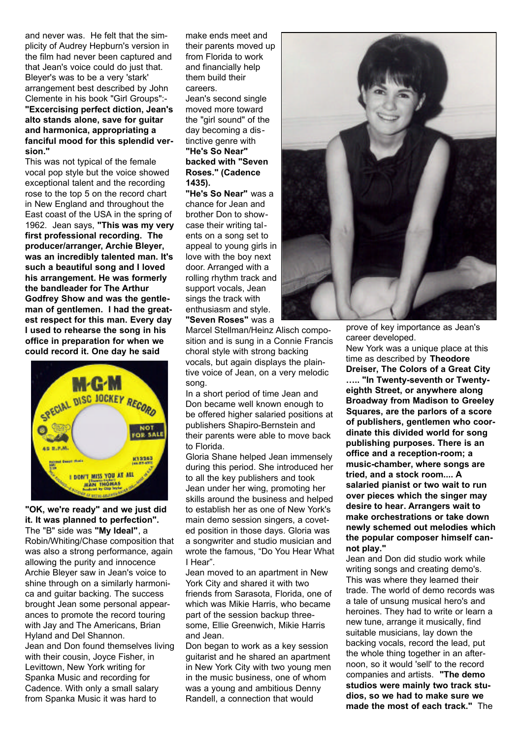and never was. He felt that the simplicity of Audrey Hepburn's version in the film had never been captured and that Jean's voice could do just that. Bleyer's was to be a very 'stark' arrangement best described by John Clemente in his book "Girl Groups":- **"Excercising perfect diction, Jean's alto stands alone, save for guitar and harmonica, appropriating a fanciful mood for this splendid version."**

This was not typical of the female vocal pop style but the voice showed exceptional talent and the recording rose to the top 5 on the record chart in New England and throughout the East coast of the USA in the spring of 1962. Jean says, **"This was my very first professional recording. The producer/arranger, Archie Bleyer, was an incredibly talented man. It's such a beautiful song and I loved his arrangement. He was formerly the bandleader for The Arthur Godfrey Show and was the gentleman of gentlemen. I had the greatest respect for this man. Every day I used to rehearse the song in his office in preparation for when we could record it. One day he said "OK, we're ready" and we just did it. It was planned to perfection".**

The "B" side was **"My Ideal"**, a Robin/Whiting/Chase composition that was also a strong performance, again allowing the purity and innocence Archie Bleyer saw in Jean's voice to shine through on a similarly harmonica and guitar backing. The success brought Jean some personal appearances to promote the record touring with Jay and The Americans, Brian Hyland and Del Shannon.

Jean and Don found themselves living with their cousin, Joyce Fisher, in Levittown, New York writing for Spanka Music and recording for Cadence. With only a small salary from Spanka Music it was hard to make ends meet and their parents moved up from Florida to work and financially help them build their careers.

Jean's second single moved more toward the "girl sound" of the day becoming a distinctive genre with **"He's So Near" backed with "Seven Roses." (Cadence 1435).**

**"He's So Near"** was a chance for Jean and brother Don to showcase their writing talents on a song set to appeal to young girls in love with the boy next door. Arranged with a rolling rhythm track and support vocals, Jean sings the track with enthusiasm and style. **"Seven Roses"** was a Marcel Stellman/Heinz Alisch composition and is sung in a Connie Francis choral style with strong backing vocals, but again displays the plaintive voice of Jean, on a very melodic song.

In a short period of time Jean and Don became well known enough to be offered higher salaried positions at publishers Shapiro-Bernstein and their parents were able to move back to Florida.

Gloria Shane helped Jean immensely during this period. She introduced her to all the key publishers and took Jean under her wing, promoting her skills around the business and helped to establish her as one of New York's main demo session singers, a coveted position in those days. Gloria was a songwriter and studio musician and wrote the famous, "Do You Hear What I Hear".

Jean moved to an apartment in New York City and shared it with two friends from Sarasota, Florida, one of which was Mikie Harris, who became part of the session backup threesome, Ellie Greenwich, Mikie Harris and Jean.

Don began to work as a key session guitarist and he shared an apartment in New York City with two young men in the music business, one of whom was a young and ambitious Denny Randell, a connection that would prove of key importance as Jean's career developed.

New York was a unique place at this time as described by **Theodore Dreiser, The Colors of a Great City ….. "In Twenty-seventh or Twenty-eighth Street, or anywhere along Broadway from Madison to Greeley Squares, are the parlors of a score of publishers, gentlemen who coordinate this divided world for song publishing purposes. There is an office and a reception-room; a music-chamber, where songs are tried, and a stock room.... A salaried pianist or two wait to run over pieces which the singer may desire to hear. Arrangers wait to make orchestrations or take down newly schemed out melodies which the popular composer himself cannot play."**

Jean and Don did studio work while writing songs and creating demo's. This was where they learned their trade. The world of demo records was a tale of unsung musical hero's and heroines. They had to write or learn a new tune, arrange it musically, find suitable musicians, lay down the backing vocals, record the lead, put the whole thing together in an afternoon, so it would 'sell' to the record companies and artists. **"The demo studios were mainly two track studios, so we had to make sure we made the most of each track."** The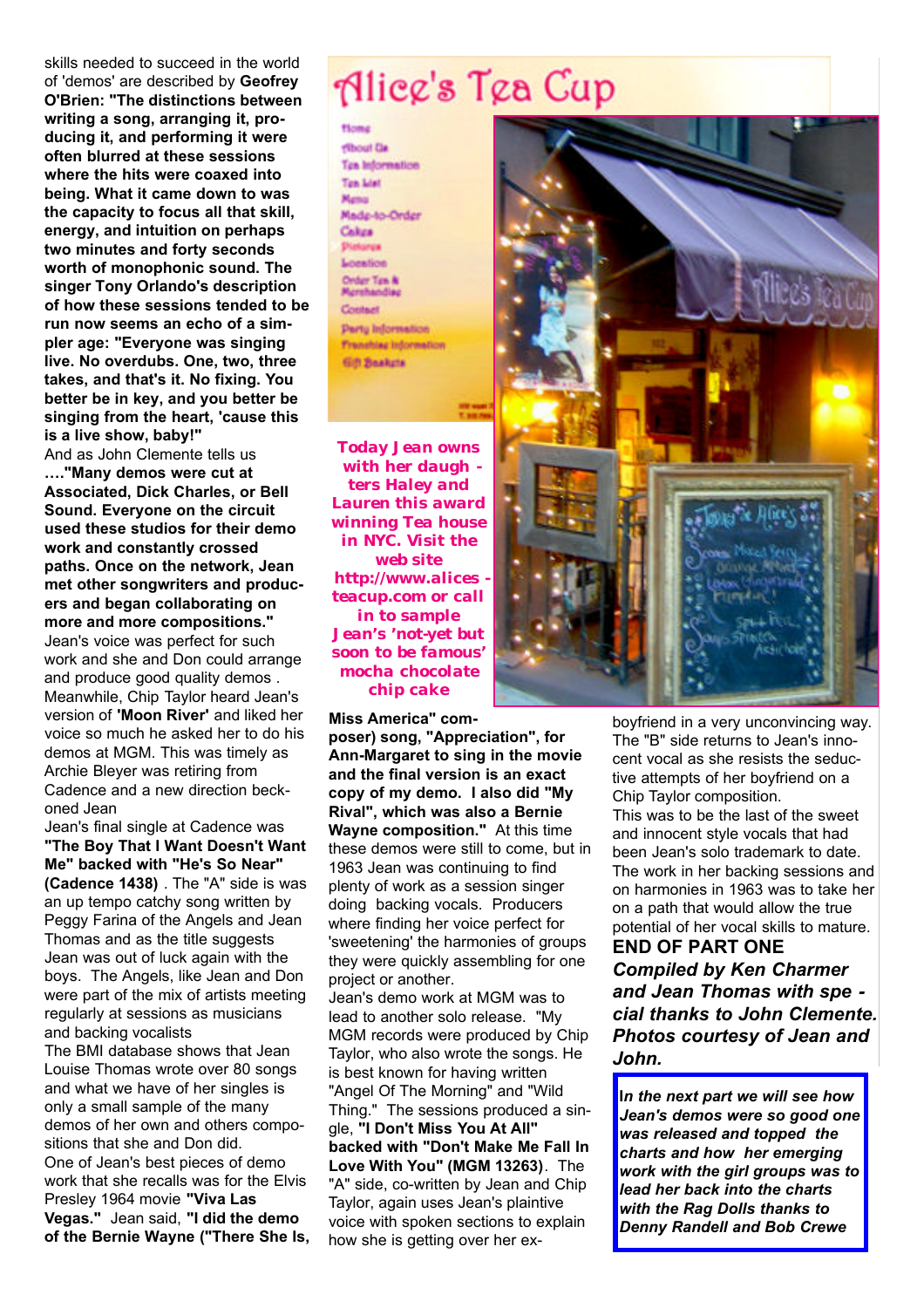skills needed to succeed in the world of 'demos' are described by **Geofrey O'Brien: "The distinctions between writing a song, arranging it, producing it, and performing it were often blurred at these sessions where the hits were coaxed into being. What it came down to was the capacity to focus all that skill, energy, and intuition on perhaps two minutes and forty seconds worth of monophonic sound. The singer Tony Orlando's description of how these sessions tended to be run now seems an echo of a simpler age: "Everyone was singing live. No overdubs. One, two, three takes, and that's it. No fixing. You better be in key, and you better be singing from the heart, 'cause this is a live show, baby!"**

And as John Clemente tells us **…."Many demos were cut at Associated, Dick Charles, or Bell Sound. Everyone on the circuit used these studios for their demo work and constantly crossed paths. Once on the network, Jean met other songwriters and producers and began collaborating on more and more compositions."**

Jean's voice was perfect for such work and she and Don could arrange and produce good quality demos . Meanwhile, Chip Taylor heard Jean's version of **'Moon River'** and liked her voice so much he asked her to do his demos at MGM. This was timely as Archie Bleyer was retiring from Cadence and a new direction beckoned Jean

Jean's final single at Cadence was **"The Boy That I Want Doesn't Want Me" backed with "He's So Near" (Cadence 1438)** . The "A" side is was an up tempo catchy song written by Peggy Farina of the Angels and Jean Thomas and as the title suggests Jean was out of luck again with the boys. The Angels, like Jean and Don were part of the mix of artists meeting regularly at sessions as musicians and backing vocalists

The BMI database shows that Jean Louise Thomas wrote over 80 songs and what we have of her singles is only a small sample of the many demos of her own and others compositions that she and Don did.

One of Jean's best pieces of demo work that she recalls was for the Elvis Presley 1964 movie **"Viva Las Vegas."** Jean said, **"I did the demo of the Bernie Wayne ("There She Is, Miss America" composer) song, "Appreciation", for Ann-Margaret to sing in the movie and the final version is an exact copy of my demo. I also did "My Rival", which was also a Bernie Wayne composition."** At this time these demos were still to come, but in 1963 Jean was continuing to find plenty of work as a session singer doing backing vocals. Producers where finding her voice perfect for 'sweetening' the harmonies of groups they were quickly assembling for one project or another.

Jean's demo work at MGM was to lead to another solo release. "My MGM records were produced by Chip Taylor, who also wrote the songs. He is best known for having written "Angel Of The Morning" and "Wild Thing." The sessions produced a single, **"I Don't Miss You At All" backed with "Don't Make Me Fall In Love With You" (MGM 13263)**. The "A" side, co-written by Jean and Chip Taylor, again uses Jean's plaintive voice with spoken sections to explain how she is getting over her ex-boyfriend in a very unconvincing way. The "B" side returns to Jean's innocent style vocals as she resists the seductive attempts of her boyfriend on a Chip Taylor composition.

This was to be the last of the sweet and innocent style vocals that had been Jean's solo trademark to date. The work in her backing sessions and on harmonies in 1963 was to take her on a path that would allow the true potential of her vocal skills to mature.

**Today Jean owns with her daughters Haley and Lauren this award winning Tea house in NYC. Visit the web site http://www.alicesteacup.com or call in to sample Jean's 'not-yet but soon to be famous' mocha chocolate chip cake**

**END OF PART ONE**

***Compiled by Ken Charmer and Jean Thomas with special thanks to John Clemente. Photos courtesy of Jean and John.***

***In the next part we will see how Jean's demos were so good one was released and topped the charts and how her emerging work with the girl groups was to lead her back into the charts with the Rag Dolls thanks to Denny Randell and Bob Crewe***